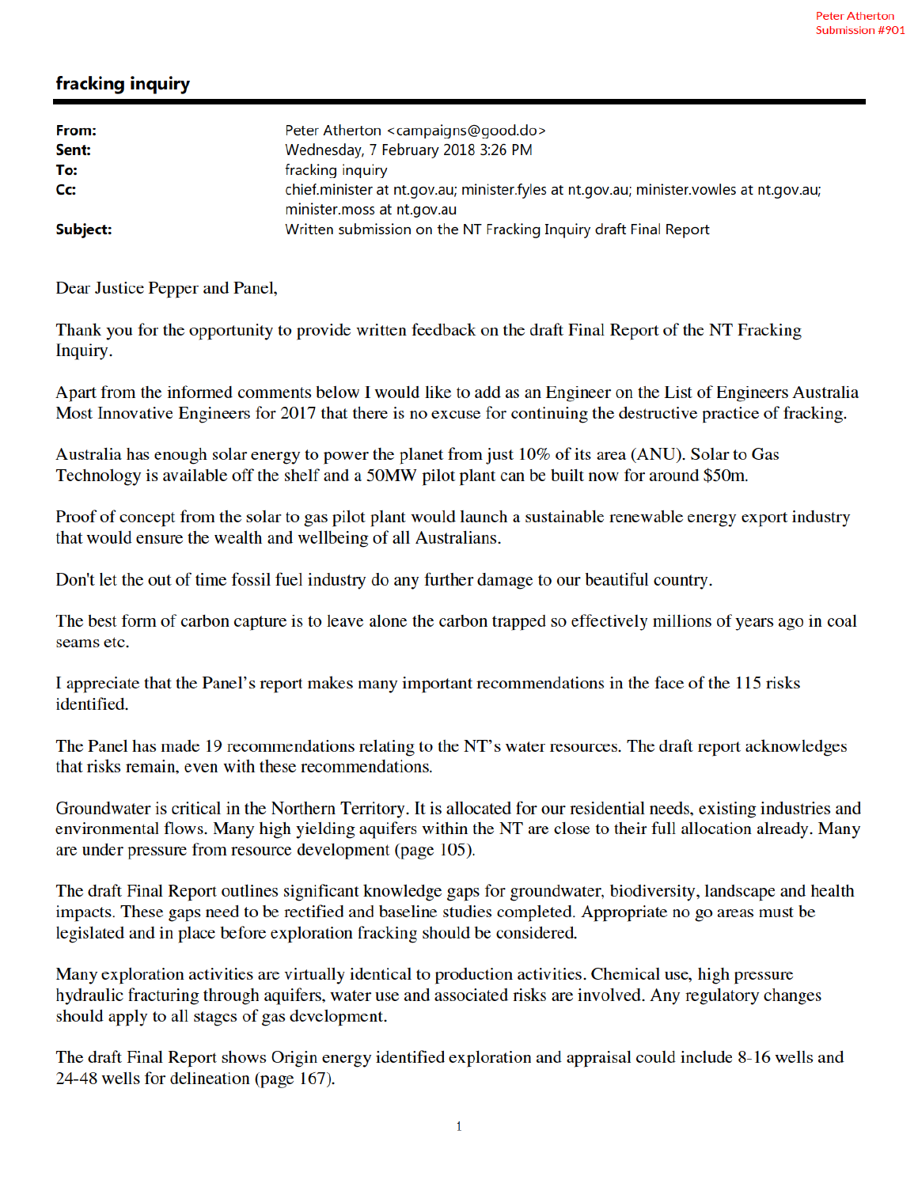Peter Atherton
Submission #901

## fracking inquiry

**From:** Peter Atherton <campaigns@good.do>
**Sent:** Wednesday, 7 February 2018 3:26 PM
**To:** fracking inquiry
**Cc:** chief.minister at nt.gov.au; minister.fyles at nt.gov.au; minister.vowles at nt.gov.au; minister.moss at nt.gov.au
**Subject:** Written submission on the NT Fracking Inquiry draft Final Report

Dear Justice Pepper and Panel,

Thank you for the opportunity to provide written feedback on the draft Final Report of the NT Fracking Inquiry.

Apart from the informed comments below I would like to add as an Engineer on the List of Engineers Australia Most Innovative Engineers for 2017 that there is no excuse for continuing the destructive practice of fracking.

Australia has enough solar energy to power the planet from just 10% of its area (ANU). Solar to Gas Technology is available off the shelf and a 50MW pilot plant can be built now for around $50m.

Proof of concept from the solar to gas pilot plant would launch a sustainable renewable energy export industry that would ensure the wealth and wellbeing of all Australians.

Don't let the out of time fossil fuel industry do any further damage to our beautiful country.

The best form of carbon capture is to leave alone the carbon trapped so effectively millions of years ago in coal seams etc.

I appreciate that the Panel's report makes many important recommendations in the face of the 115 risks identified.

The Panel has made 19 recommendations relating to the NT's water resources. The draft report acknowledges that risks remain, even with these recommendations.

Groundwater is critical in the Northern Territory. It is allocated for our residential needs, existing industries and environmental flows. Many high yielding aquifers within the NT are close to their full allocation already. Many are under pressure from resource development (page 105).

The draft Final Report outlines significant knowledge gaps for groundwater, biodiversity, landscape and health impacts. These gaps need to be rectified and baseline studies completed. Appropriate no go areas must be legislated and in place before exploration fracking should be considered.

Many exploration activities are virtually identical to production activities. Chemical use, high pressure hydraulic fracturing through aquifers, water use and associated risks are involved. Any regulatory changes should apply to all stages of gas development.

The draft Final Report shows Origin energy identified exploration and appraisal could include 8-16 wells and 24-48 wells for delineation (page 167).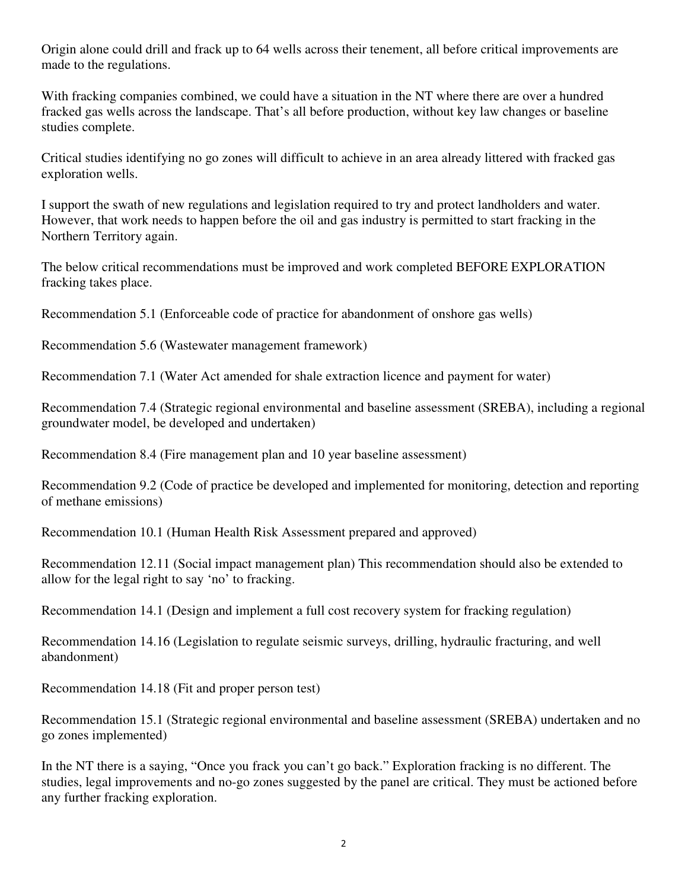Origin alone could drill and frack up to 64 wells across their tenement, all before critical improvements are made to the regulations.

With fracking companies combined, we could have a situation in the NT where there are over a hundred fracked gas wells across the landscape. That's all before production, without key law changes or baseline studies complete.

Critical studies identifying no go zones will difficult to achieve in an area already littered with fracked gas exploration wells.

I support the swath of new regulations and legislation required to try and protect landholders and water. However, that work needs to happen before the oil and gas industry is permitted to start fracking in the Northern Territory again.

The below critical recommendations must be improved and work completed BEFORE EXPLORATION fracking takes place.

Recommendation 5.1 (Enforceable code of practice for abandonment of onshore gas wells)

Recommendation 5.6 (Wastewater management framework)

Recommendation 7.1 (Water Act amended for shale extraction licence and payment for water)

Recommendation 7.4 (Strategic regional environmental and baseline assessment (SREBA), including a regional groundwater model, be developed and undertaken)

Recommendation 8.4 (Fire management plan and 10 year baseline assessment)

Recommendation 9.2 (Code of practice be developed and implemented for monitoring, detection and reporting of methane emissions)

Recommendation 10.1 (Human Health Risk Assessment prepared and approved)

Recommendation 12.11 (Social impact management plan) This recommendation should also be extended to allow for the legal right to say 'no' to fracking.

Recommendation 14.1 (Design and implement a full cost recovery system for fracking regulation)

Recommendation 14.16 (Legislation to regulate seismic surveys, drilling, hydraulic fracturing, and well abandonment)

Recommendation 14.18 (Fit and proper person test)

Recommendation 15.1 (Strategic regional environmental and baseline assessment (SREBA) undertaken and no go zones implemented)

In the NT there is a saying, "Once you frack you can't go back." Exploration fracking is no different. The studies, legal improvements and no-go zones suggested by the panel are critical. They must be actioned before any further fracking exploration.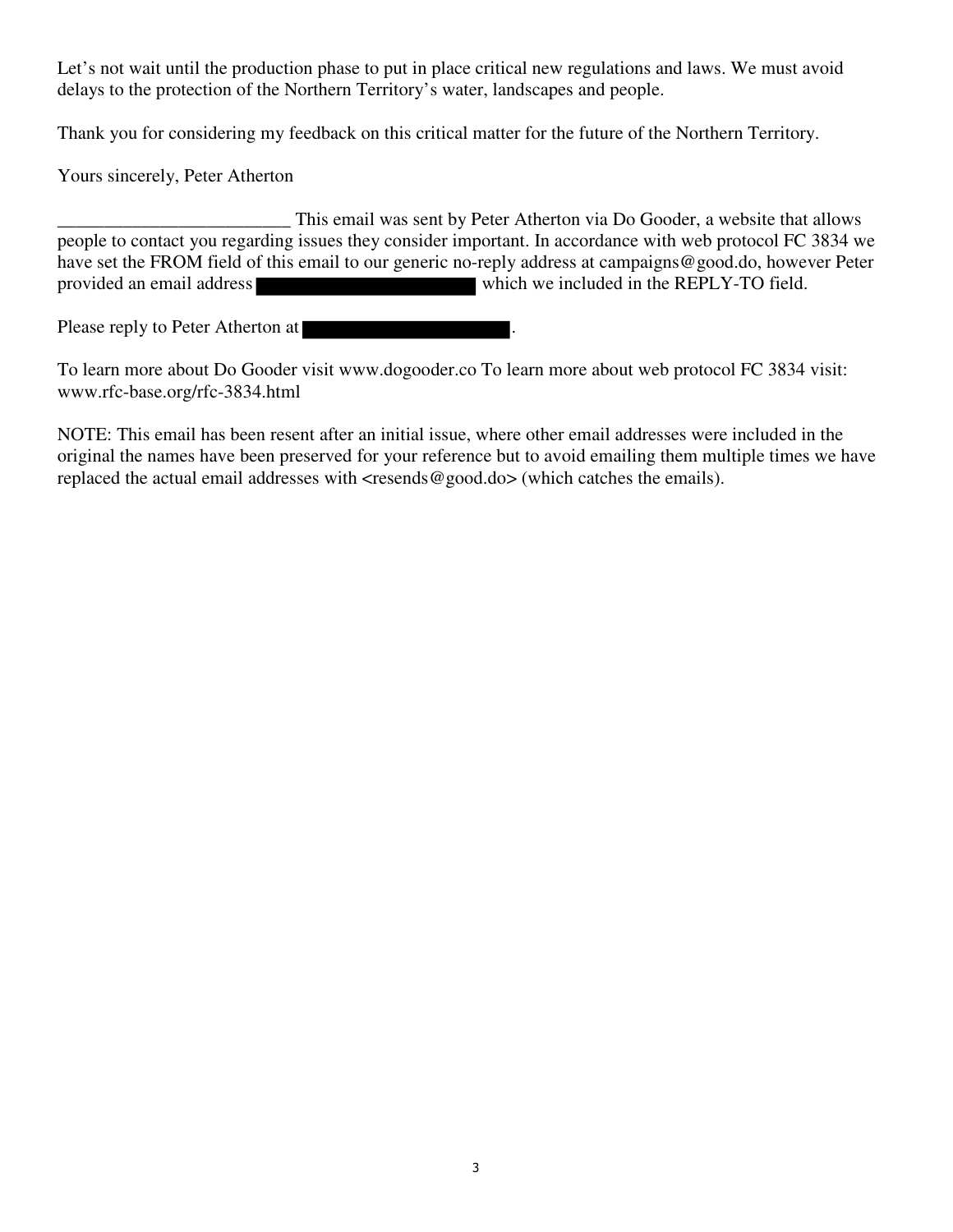Let's not wait until the production phase to put in place critical new regulations and laws. We must avoid delays to the protection of the Northern Territory's water, landscapes and people.

Thank you for considering my feedback on this critical matter for the future of the Northern Territory.

Yours sincerely, Peter Atherton

_________________________ This email was sent by Peter Atherton via Do Gooder, a website that allows people to contact you regarding issues they consider important. In accordance with web protocol FC 3834 we have set the FROM field of this email to our generic no-reply address at campaigns@good.do, however Peter provided an email address [REDACTED] which we included in the REPLY-TO field.

Please reply to Peter Atherton at [REDACTED].

To learn more about Do Gooder visit www.dogooder.co To learn more about web protocol FC 3834 visit: www.rfc-base.org/rfc-3834.html

NOTE: This email has been resent after an initial issue, where other email addresses were included in the original the names have been preserved for your reference but to avoid emailing them multiple times we have replaced the actual email addresses with <resends@good.do> (which catches the emails).